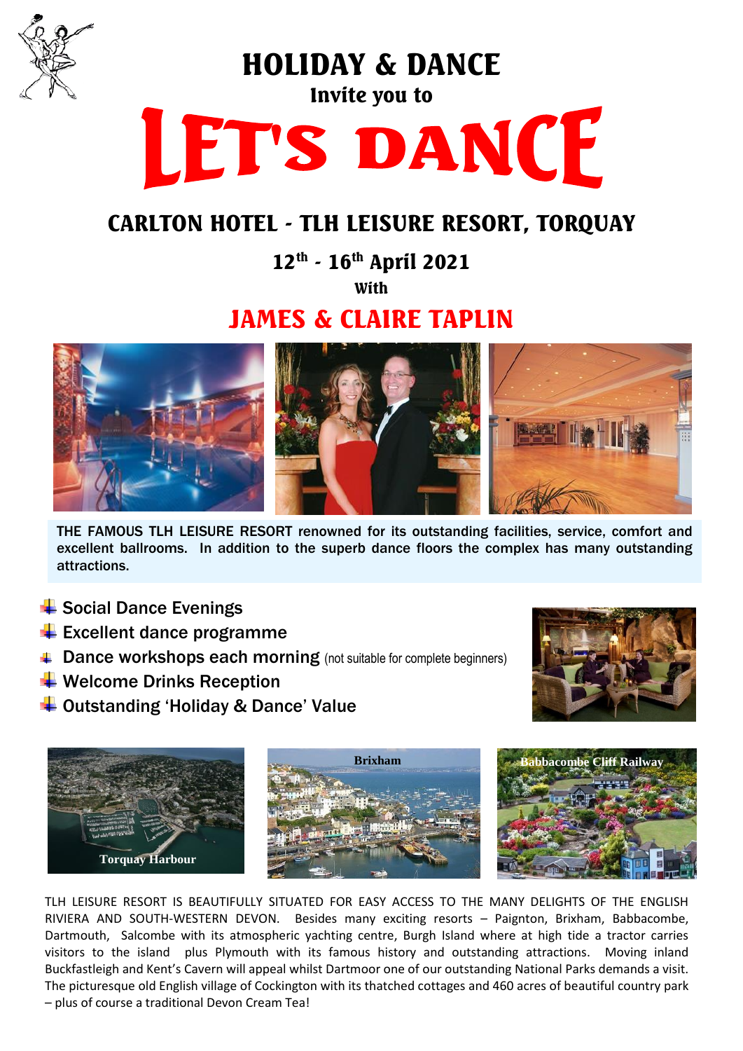# HOLIDAY & DANCE

Invite you to

# LET'S DANCE

## CARLTON HOTEL - TLH LEISURE RESORT, TORQUAY

### 12th - 16th April 2021

With

## JAMES & CLAIRE TAPLIN

THE FAMOUS TLH LEISURE RESORT renowned for its outstanding facilities, service, comfort and excellent ballrooms. In addition to the superb dance floors the complex has many outstanding attractions.

- Social Dance Evenings
- Excellent dance programme
- Dance workshops each morning (not suitable for complete beginners)
- Welcome Drinks Reception
- Outstanding 'Holiday & Dance' Value

Torquay Harbour

Brixham

Babbacombe Cliff Railway

TLH LEISURE RESORT IS BEAUTIFULLY SITUATED FOR EASY ACCESS TO THE MANY DELIGHTS OF THE ENGLISH RIVIERA AND SOUTH-WESTERN DEVON. Besides many exciting resorts – Paignton, Brixham, Babbacombe, Dartmouth, Salcombe with its atmospheric yachting centre, Burgh Island where at high tide a tractor carries visitors to the island plus Plymouth with its famous history and outstanding attractions. Moving inland Buckfastleigh and Kent's Cavern will appeal whilst Dartmoor one of our outstanding National Parks demands a visit. The picturesque old English village of Cockington with its thatched cottages and 460 acres of beautiful country park – plus of course a traditional Devon Cream Tea!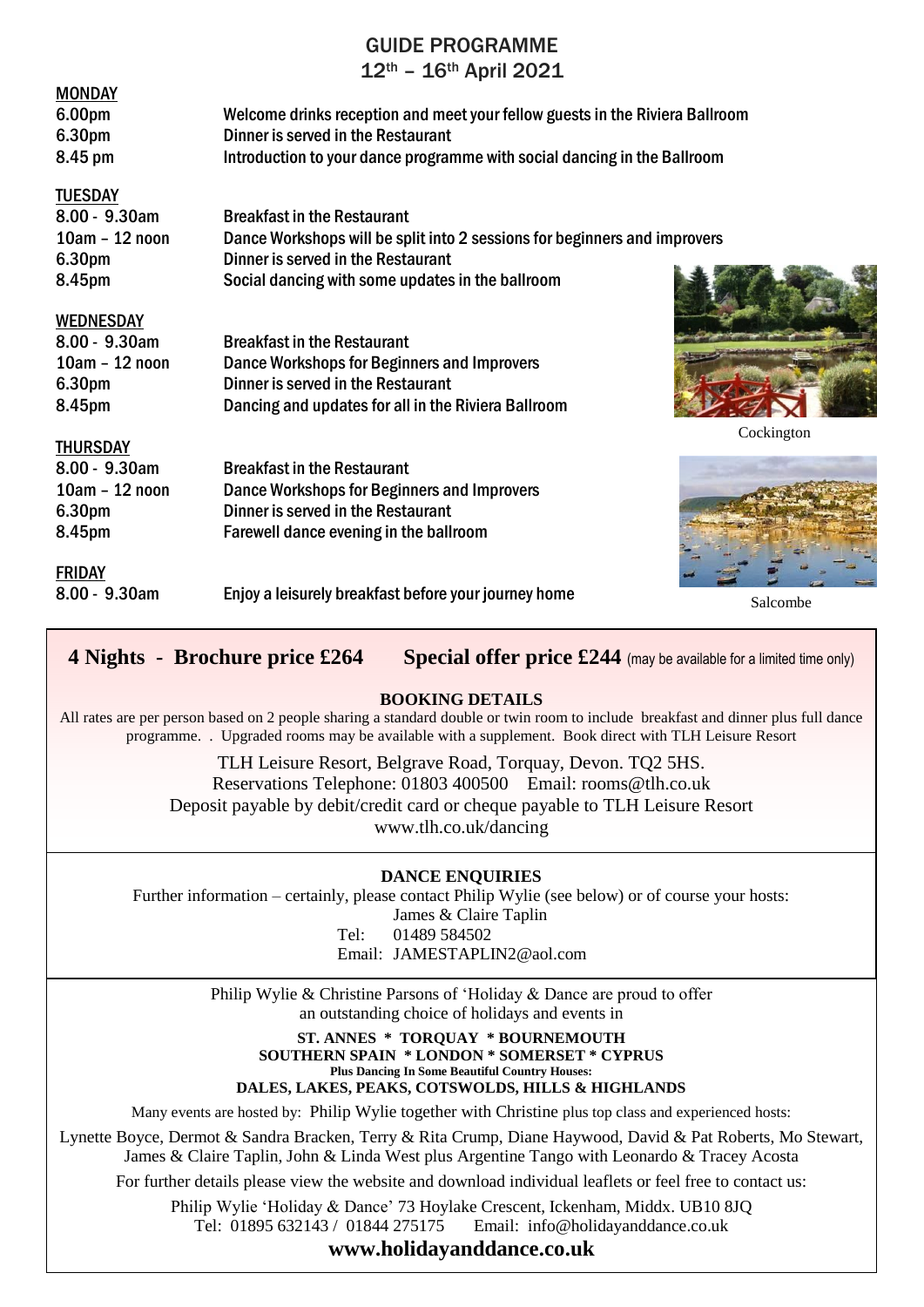# GUIDE PROGRAMME
## 12th – 16th April 2021

**MONDAY**

| | |
|---|---|
| 6.00pm | Welcome drinks reception and meet your fellow guests in the Riviera Ballroom |
| 6.30pm | Dinner is served in the Restaurant |
| 8.45 pm | Introduction to your dance programme with social dancing in the Ballroom |

**TUESDAY**

| | |
|---|---|
| 8.00 - 9.30am | Breakfast in the Restaurant |
| 10am – 12 noon | Dance Workshops will be split into 2 sessions for beginners and improvers |
| 6.30pm | Dinner is served in the Restaurant |
| 8.45pm | Social dancing with some updates in the ballroom |

**WEDNESDAY**

| | |
|---|---|
| 8.00 - 9.30am | Breakfast in the Restaurant |
| 10am – 12 noon | Dance Workshops for Beginners and Improvers |
| 6.30pm | Dinner is served in the Restaurant |
| 8.45pm | Dancing and updates for all in the Riviera Ballroom |

Cockington

**THURSDAY**

| | |
|---|---|
| 8.00 - 9.30am | Breakfast in the Restaurant |
| 10am – 12 noon | Dance Workshops for Beginners and Improvers |
| 6.30pm | Dinner is served in the Restaurant |
| 8.45pm | Farewell dance evening in the ballroom |

**FRIDAY**

| | |
|---|---|
| 8.00 - 9.30am | Enjoy a leisurely breakfast before your journey home |

Salcombe

**4 Nights - Brochure price £264 Special offer price £244** (may be available for a limited time only)

**BOOKING DETAILS**

All rates are per person based on 2 people sharing a standard double or twin room to include breakfast and dinner plus full dance programme. . Upgraded rooms may be available with a supplement. Book direct with TLH Leisure Resort

TLH Leisure Resort, Belgrave Road, Torquay, Devon. TQ2 5HS.
Reservations Telephone: 01803 400500 Email: rooms@tlh.co.uk
Deposit payable by debit/credit card or cheque payable to TLH Leisure Resort
www.tlh.co.uk/dancing

**DANCE ENQUIRIES**

Further information – certainly, please contact Philip Wylie (see below) or of course your hosts:
James & Claire Taplin
Tel: 01489 584502
Email: JAMESTAPLIN2@aol.com

Philip Wylie & Christine Parsons of 'Holiday & Dance are proud to offer an outstanding choice of holidays and events in

**ST. ANNES * TORQUAY * BOURNEMOUTH**
**SOUTHERN SPAIN * LONDON * SOMERSET * CYPRUS**
**Plus Dancing In Some Beautiful Country Houses:**
**DALES, LAKES, PEAKS, COTSWOLDS, HILLS & HIGHLANDS**

Many events are hosted by: Philip Wylie together with Christine plus top class and experienced hosts:

Lynette Boyce, Dermot & Sandra Bracken, Terry & Rita Crump, Diane Haywood, David & Pat Roberts, Mo Stewart, James & Claire Taplin, John & Linda West plus Argentine Tango with Leonardo & Tracey Acosta

For further details please view the website and download individual leaflets or feel free to contact us:

Philip Wylie 'Holiday & Dance' 73 Hoylake Crescent, Ickenham, Middx. UB10 8JQ
Tel: 01895 632143 / 01844 275175 Email: info@holidayanddance.co.uk

**www.holidayanddance.co.uk**